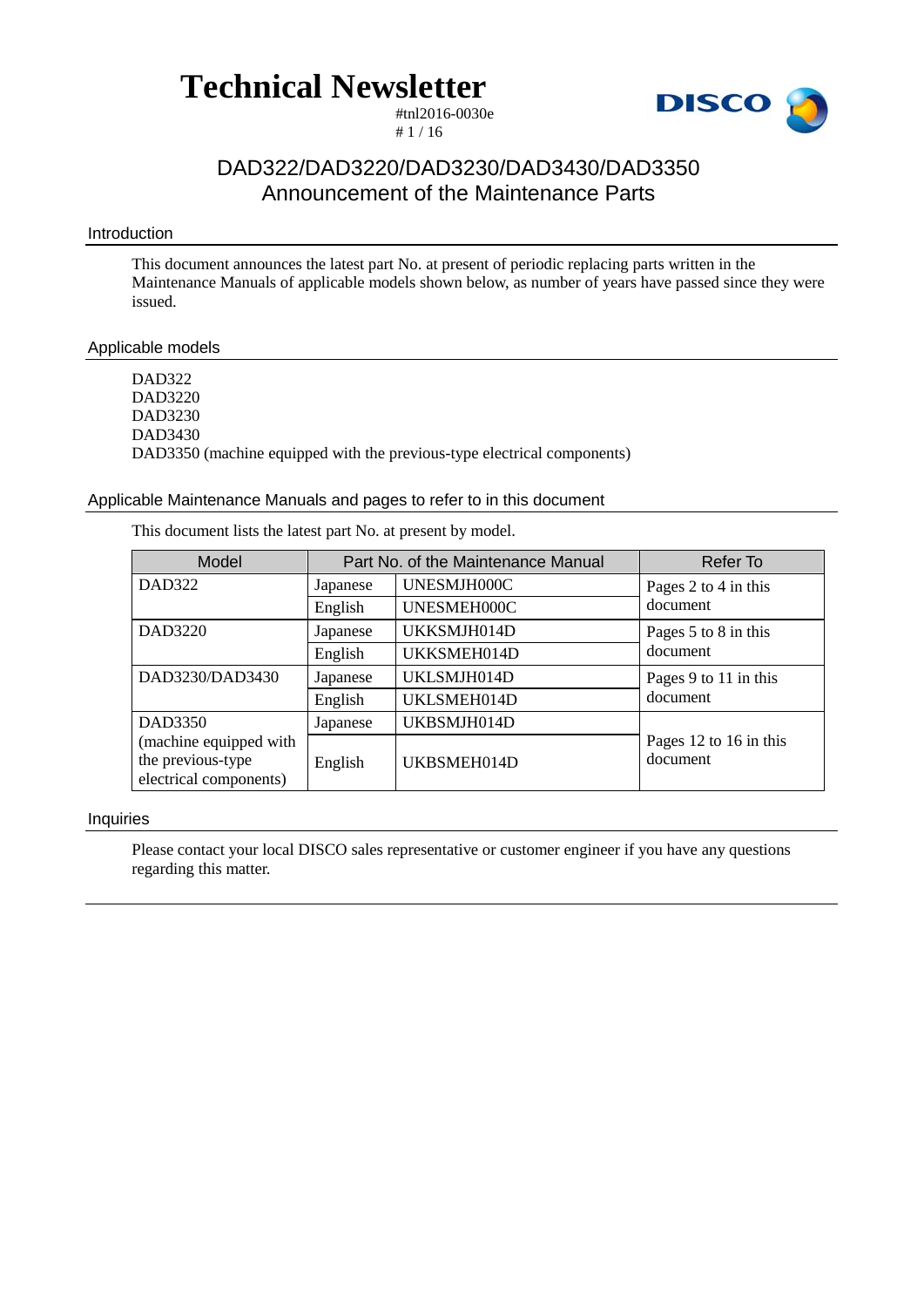# Technical Newsletter

#tnl2016-0030e

## DAD322/DAD3220/DAD3230/DAD3430/DAD3350 Announcement of the Maintenance Parts

### Introduction

This document announces the latest part No. at present of periodic replacing parts written in the Maintenance Manuals of applicable models shown below, as number of years have passed since they were issued.

### Applicable models

DAD322
DAD3220
DAD3230
DAD3430
DAD3350 (machine equipped with the previous-type electrical components)

### Applicable Maintenance Manuals and pages to refer to in this document

This document lists the latest part No. at present by model.

| Model | Part No. of the Maintenance Manual | | Refer To |
|---|---|---|---|
| DAD322 | Japanese | UNESMJH000C | Pages 2 to 4 in this document |
| | English | UNESMEH000C | |
| DAD3220 | Japanese | UKKSMJH014D | Pages 5 to 8 in this document |
| | English | UKKSMEH014D | |
| DAD3230/DAD3430 | Japanese | UKLSMJH014D | Pages 9 to 11 in this document |
| | English | UKLSMEH014D | |
| DAD3350 (machine equipped with the previous-type electrical components) | Japanese | UKBSMJH014D | Pages 12 to 16 in this document |
| | English | UKBSMEH014D | |

### Inquiries

Please contact your local DISCO sales representative or customer engineer if you have any questions regarding this matter.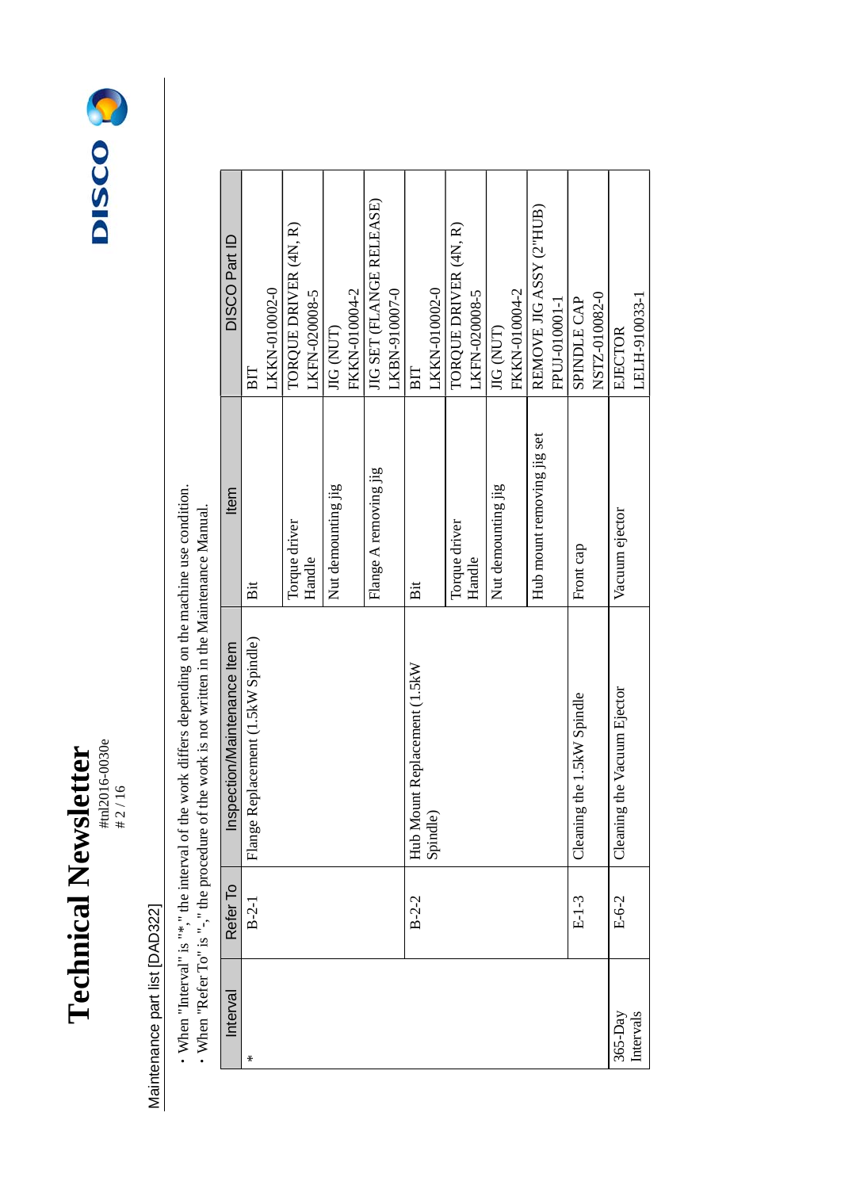Maintenance part list [DAD322]

- When "Interval" is "*," the interval of the work differs depending on the machine use condition.
- When "Refer To" is "-," the procedure of the work is not written in the Maintenance Manual.

| Interval | Refer To | Inspection/Maintenance Item | Item | DISCO Part ID |
|---|---|---|---|---|
| * | B-2-1 | Flange Replacement (1.5kW Spindle) | Bit | BIT<br>LKKN-010002-0 |
| | | | Torque driver<br>Handle | TORQUE DRIVER (4N, R)<br>LKFN-020008-5 |
| | | | Nut demounting jig | JIG (NUT)<br>FKKN-010004-2 |
| | | | Flange A removing jig | JIG SET (FLANGE RELEASE)<br>LKBN-910007-0 |
| | B-2-2 | Hub Mount Replacement (1.5kW Spindle) | Bit | BIT<br>LKKN-010002-0 |
| | | | Torque driver<br>Handle | TORQUE DRIVER (4N, R)<br>LKFN-020008-5 |
| | | | Nut demounting jig | JIG (NUT)<br>FKKN-010004-2 |
| | | | Hub mount removing jig set | REMOVE JIG ASSY (2"HUB)<br>FPUJ-010001-1 |
| | E-1-3 | Cleaning the 1.5kW Spindle | Front cap | SPINDLE CAP<br>NSTZ-010082-0 |
| 365-Day Intervals | E-6-2 | Cleaning the Vacuum Ejector | Vacuum ejector | EJECTOR<br>LELH-910033-1 |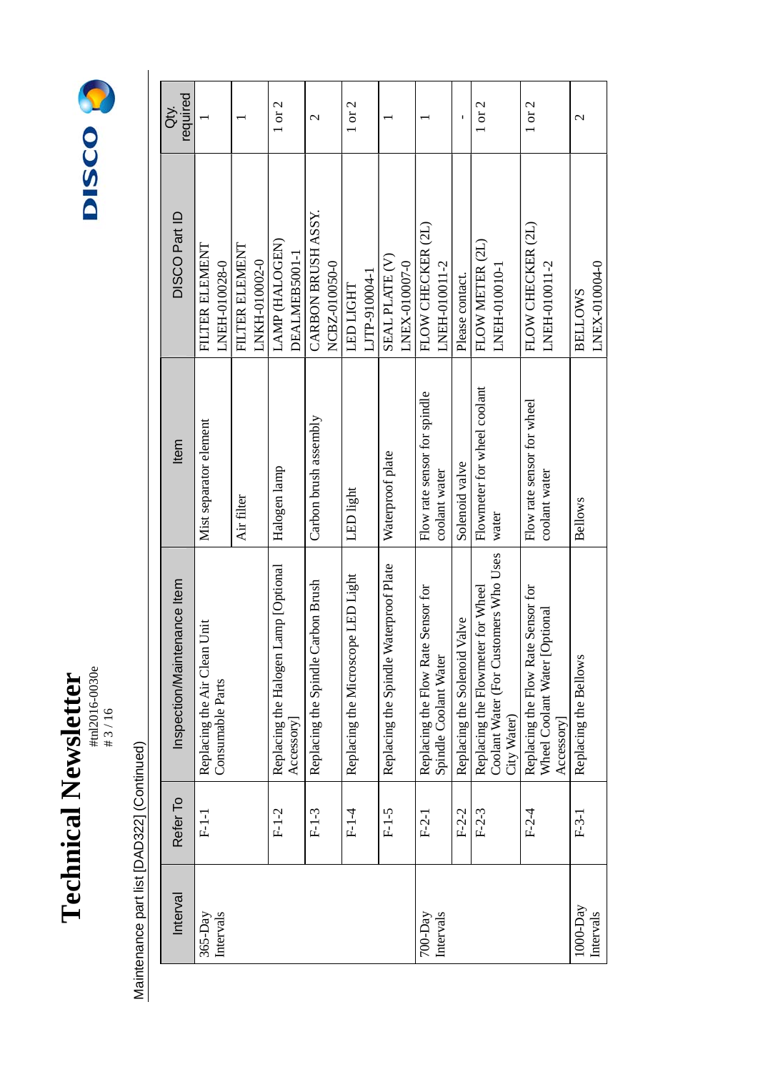Maintenance part list [DAD322] (Continued)

| Interval | Refer To | Inspection/Maintenance Item | Item | DISCO Part ID | Qty. required |
|---|---|---|---|---|---|
| 365-Day Intervals | F-1-1 | Replacing the Air Clean Unit Consumable Parts | Mist separator element | FILTER ELEMENT LNEH-010028-0 | 1 |
| | | | Air filter | FILTER ELEMENT LNKH-010002-0 | 1 |
| | F-1-2 | Replacing the Halogen Lamp [Optional Accessory] | Halogen lamp | LAMP (HALOGEN) DEALMEB5001-1 | 1 or 2 |
| | F-1-3 | Replacing the Spindle Carbon Brush | Carbon brush assembly | CARBON BRUSH ASSY. NCBZ-010050-0 | 2 |
| | F-1-4 | Replacing the Microscope LED Light | LED light | LED LIGHT LJTP-910004-1 | 1 or 2 |
| | F-1-5 | Replacing the Spindle Waterproof Plate | Waterproof plate | SEAL PLATE (V) LNEX-010007-0 | 1 |
| 700-Day Intervals | F-2-1 | Replacing the Flow Rate Sensor for Spindle Coolant Water | Flow rate sensor for spindle coolant water | FLOW CHECKER (2L) LNEH-010011-2 | 1 |
| | F-2-2 | Replacing the Solenoid Valve | Solenoid valve | Please contact. | - |
| | F-2-3 | Replacing the Flowmeter for Wheel Coolant Water (For Customers Who Uses City Water) | Flowmeter for wheel coolant water | FLOW METER (2L) LNEH-010010-1 | 1 or 2 |
| | F-2-4 | Replacing the Flow Rate Sensor for Wheel Coolant Water [Optional Accessory] | Flow rate sensor for wheel coolant water | FLOW CHECKER (2L) LNEH-010011-2 | 1 or 2 |
| 1000-Day Intervals | F-3-1 | Replacing the Bellows | Bellows | BELLOWS LNEX-010004-0 | 2 |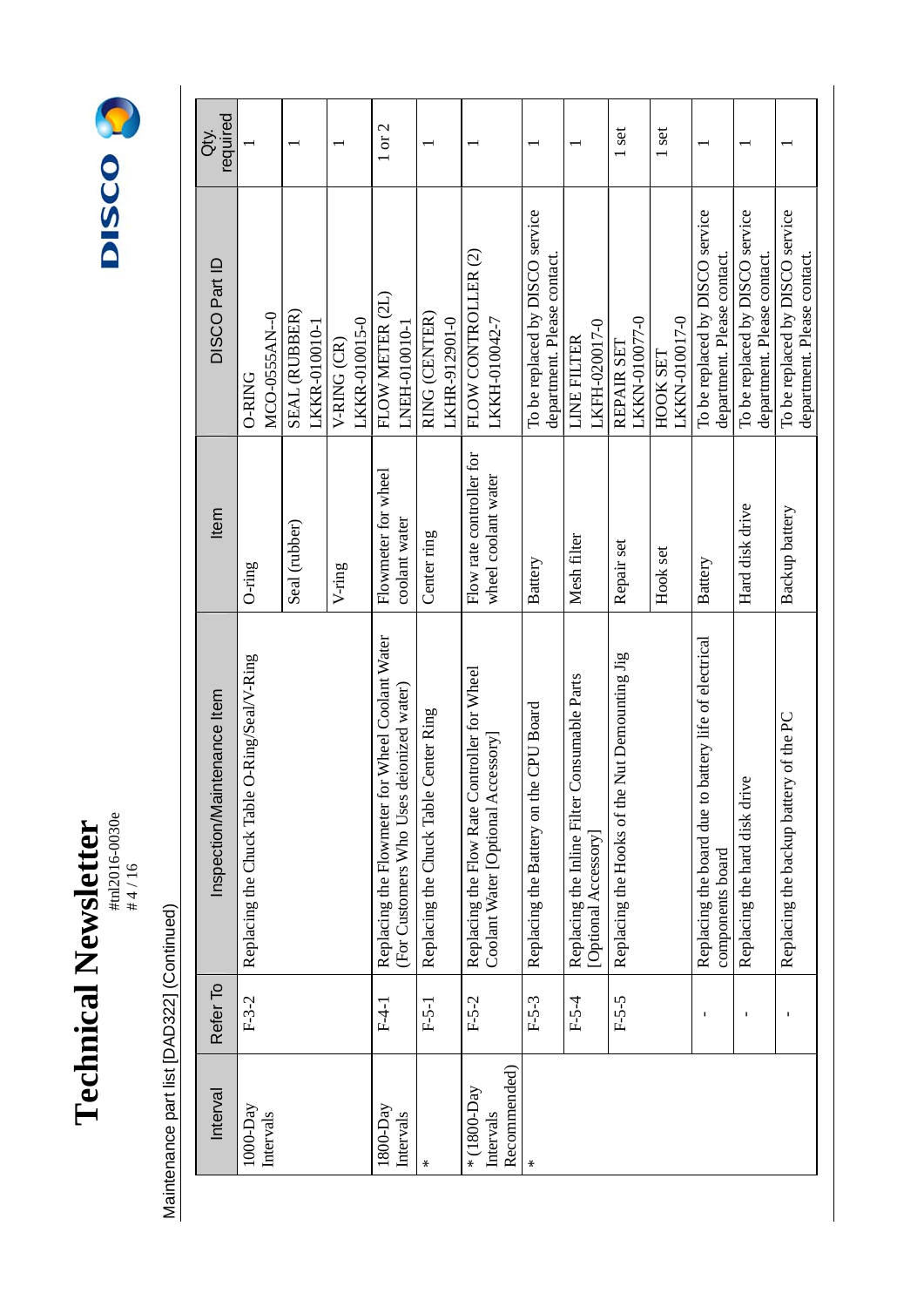Maintenance part list [DAD322] (Continued)

| Interval | Refer To | Inspection/Maintenance Item | Item | DISCO Part ID | Qty. required |
|---|---|---|---|---|---|
| 1000-Day Intervals | F-3-2 | Replacing the Chuck Table O-Ring/Seal/V-Ring | O-ring | O-RING MCO-0555AN--0 | 1 |
| | | | Seal (rubber) | SEAL (RUBBER) LKKR-010010-1 | 1 |
| | | | V-ring | V-RING (CR) LKKR-010015-0 | 1 |
| 1800-Day Intervals | F-4-1 | Replacing the Flowmeter for Wheel Coolant Water (For Customers Who Uses deionized water) | Flowmeter for wheel coolant water | FLOW METER (2L) LNEH-010010-1 | 1 or 2 |
| * | F-5-1 | Replacing the Chuck Table Center Ring | Center ring | RING (CENTER) LKHR-912901-0 | 1 |
| * (1800-Day Intervals Recommended) | F-5-2 | Replacing the Flow Rate Controller for Wheel Coolant Water [Optional Accessory] | Flow rate controller for wheel coolant water | FLOW CONTROLLER (2) LKKH-010042-7 | 1 |
| * | F-5-3 | Replacing the Battery on the CPU Board | Battery | To be replaced by DISCO service department. Please contact. | 1 |
| | F-5-4 | Replacing the Inline Filter Consumable Parts [Optional Accessory] | Mesh filter | LINE FILTER LKFH-020017-0 | 1 |
| | F-5-5 | Replacing the Hooks of the Nut Demounting Jig | Repair set | REPAIR SET LKKN-010077-0 | 1 set |
| | | | Hook set | HOOK SET LKKN-010017-0 | 1 set |
| | - | Replacing the board due to battery life of electrical components board | Battery | To be replaced by DISCO service department. Please contact. | 1 |
| | - | Replacing the hard disk drive | Hard disk drive | To be replaced by DISCO service department. Please contact. | 1 |
| | - | Replacing the backup battery of the PC | Backup battery | To be replaced by DISCO service department. Please contact. | 1 |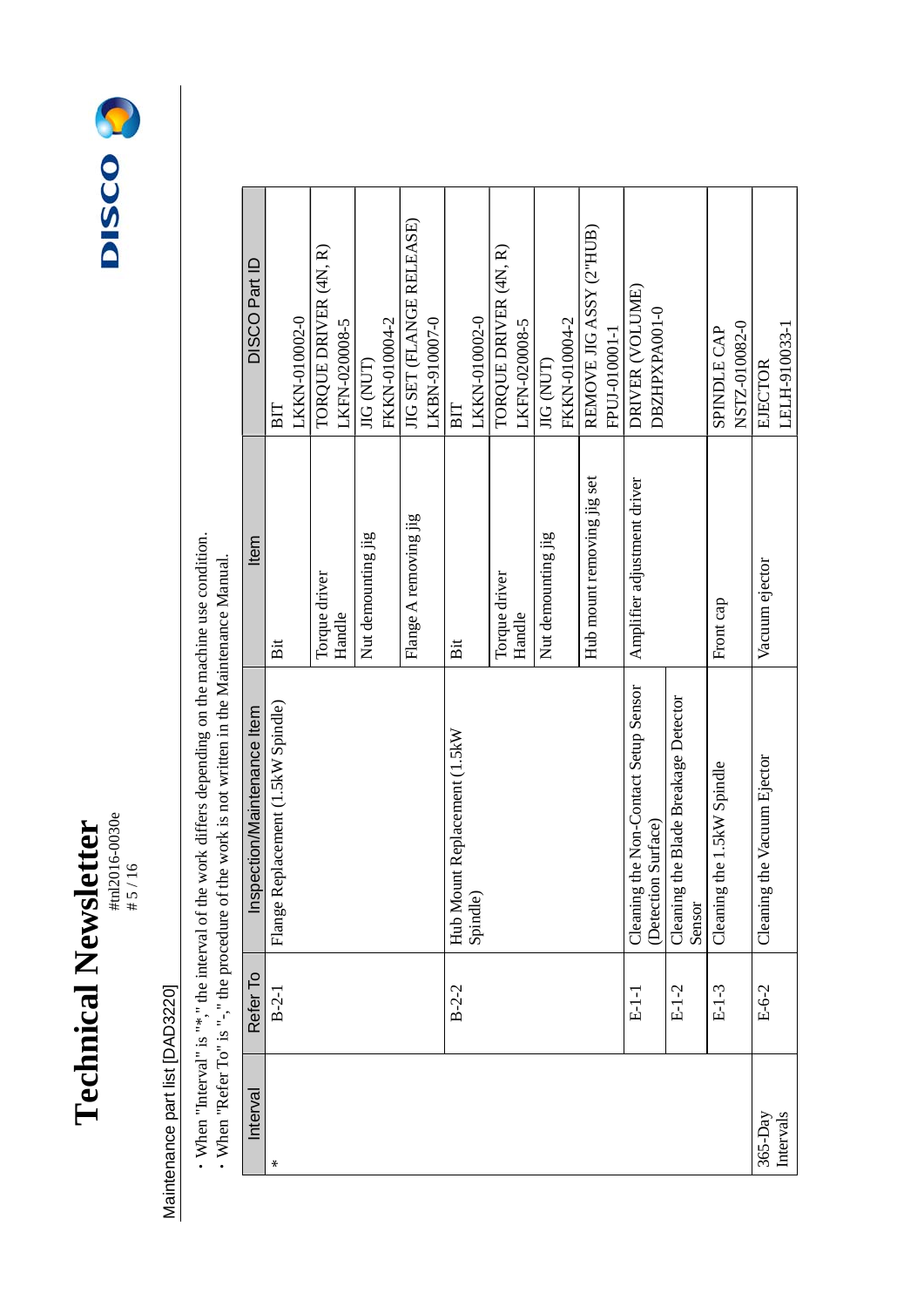Maintenance part list [DAD3220]

- When "Interval" is "*," the interval of the work differs depending on the machine use condition.
- When "Refer To" is "-," the procedure of the work is not written in the Maintenance Manual.

| Interval | Refer To | Inspection/Maintenance Item | Item | DISCO Part ID |
|---|---|---|---|---|
| * | B-2-1 | Flange Replacement (1.5kW Spindle) | Bit | BIT<br>LKKN-010002-0 |
| | | | Torque driver<br>Handle | TORQUE DRIVER (4N, R)<br>LKFN-020008-5 |
| | | | Nut demounting jig | JIG (NUT)<br>FKKN-010004-2 |
| | | | Flange A removing jig | JIG SET (FLANGE RELEASE)<br>LKBN-910007-0 |
| | B-2-2 | Hub Mount Replacement (1.5kW Spindle) | Bit | BIT<br>LKKN-010002-0 |
| | | | Torque driver<br>Handle | TORQUE DRIVER (4N, R)<br>LKFN-020008-5 |
| | | | Nut demounting jig | JIG (NUT)<br>FKKN-010004-2 |
| | | | Hub mount removing jig set | REMOVE JIG ASSY (2"HUB)<br>FPUJ-010001-1 |
| | E-1-1 | Cleaning the Non-Contact Setup Sensor (Detection Surface) | Amplifier adjustment driver | DRIVER (VOLUME)<br>DBZHPXPA001-0 |
| | E-1-2 | Cleaning the Blade Breakage Detector Sensor | | |
| | E-1-3 | Cleaning the 1.5kW Spindle | Front cap | SPINDLE CAP<br>NSTZ-010082-0 |
| 365-Day Intervals | E-6-2 | Cleaning the Vacuum Ejector | Vacuum ejector | EJECTOR<br>LELH-910033-1 |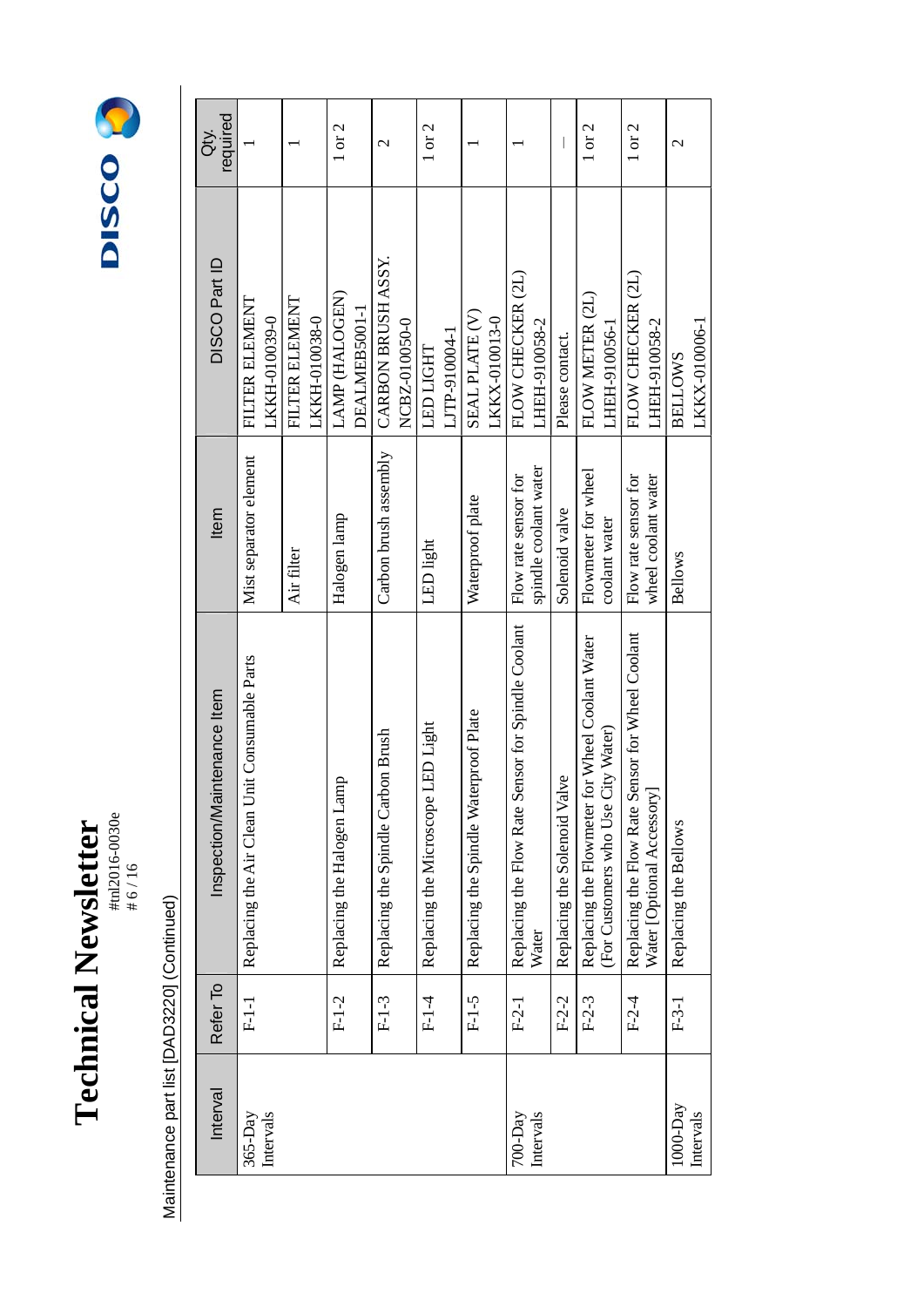Maintenance part list [DAD3220] (Continued)

| Interval | Refer To | Inspection/Maintenance Item | Item | DISCO Part ID | Qty. required |
|---|---|---|---|---|---|
| 365-Day Intervals | F-1-1 | Replacing the Air Clean Unit Consumable Parts | Mist separator element | FILTER ELEMENT LKKH-010039-0 | 1 |
| | | | Air filter | FILTER ELEMENT LKKH-010038-0 | 1 |
| | F-1-2 | Replacing the Halogen Lamp | Halogen lamp | LAMP (HALOGEN) DEALMEB5001-1 | 1 or 2 |
| | F-1-3 | Replacing the Spindle Carbon Brush | Carbon brush assembly | CARBON BRUSH ASSY. NCBZ-010050-0 | 2 |
| | F-1-4 | Replacing the Microscope LED Light | LED light | LED LIGHT LJTP-910004-1 | 1 or 2 |
| | F-1-5 | Replacing the Spindle Waterproof Plate | Waterproof plate | SEAL PLATE (V) LKKX-010013-0 | 1 |
| 700-Day Intervals | F-2-1 | Replacing the Flow Rate Sensor for Spindle Coolant Water | Flow rate sensor for spindle coolant water | FLOW CHECKER (2L) LHEH-910058-2 | 1 |
| | F-2-2 | Replacing the Solenoid Valve | Solenoid valve | Please contact. | — |
| | F-2-3 | Replacing the Flowmeter for Wheel Coolant Water (For Customers who Use City Water) | Flowmeter for wheel coolant water | FLOW METER (2L) LHEH-910056-1 | 1 or 2 |
| | F-2-4 | Replacing the Flow Rate Sensor for Wheel Coolant Water [Optional Accessory] | Flow rate sensor for wheel coolant water | FLOW CHECKER (2L) LHEH-910058-2 | 1 or 2 |
| 1000-Day Intervals | F-3-1 | Replacing the Bellows | Bellows | BELLOWS LKKX-010006-1 | 2 |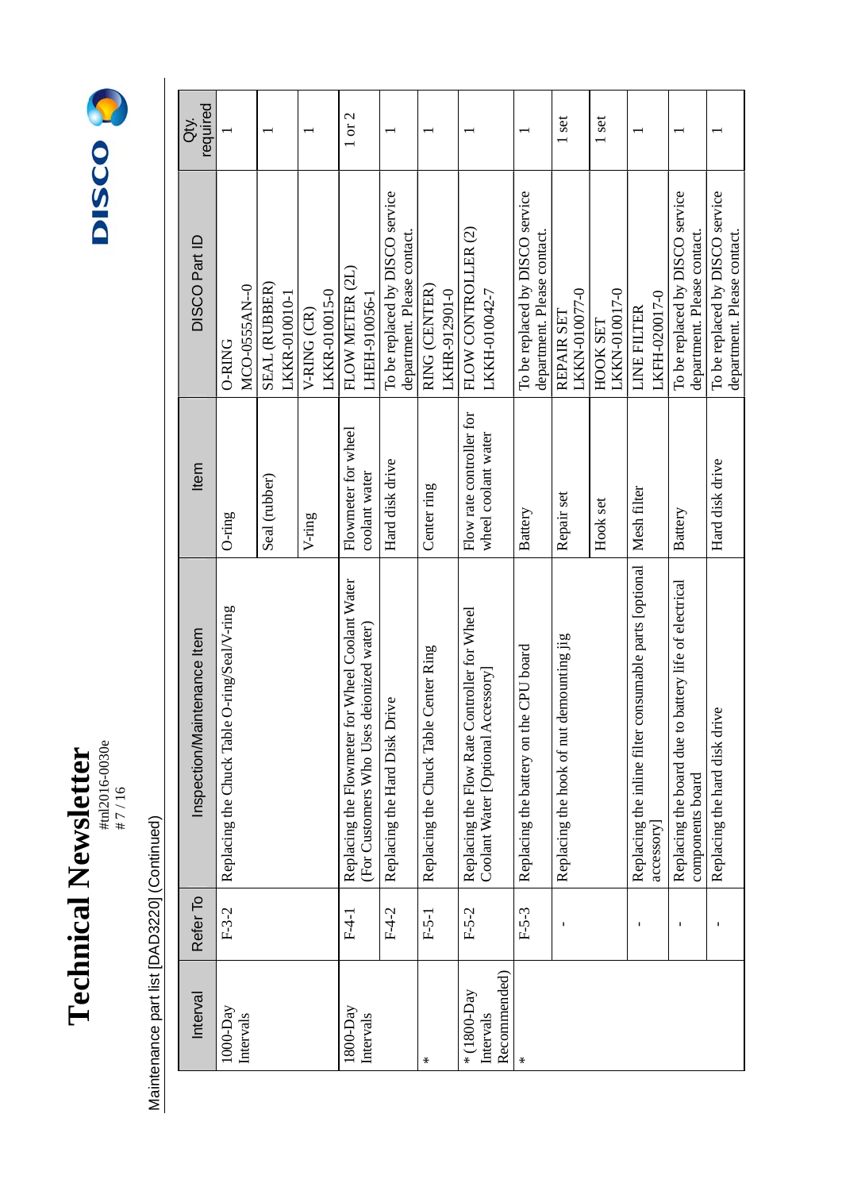Maintenance part list [DAD3220] (Continued)

| Interval | Refer To | Inspection/Maintenance Item | Item | DISCO Part ID | Qty. required |
|---|---|---|---|---|---|
| 1000-Day Intervals | F-3-2 | Replacing the Chuck Table O-ring/Seal/V-ring | O-ring | O-RING MCO-0555AN--0 | 1 |
| | | | Seal (rubber) | SEAL (RUBBER) LKKR-010010-1 | 1 |
| | | | V-ring | V-RING (CR) LKKR-010015-0 | 1 |
| 1800-Day Intervals | F-4-1 | Replacing the Flowmeter for Wheel Coolant Water (For Customers Who Uses deionized water) | Flowmeter for wheel coolant water | FLOW METER (2L) LHEH-910056-1 | 1 or 2 |
| | F-4-2 | Replacing the Hard Disk Drive | Hard disk drive | To be replaced by DISCO service department. Please contact. | 1 |
| * | F-5-1 | Replacing the Chuck Table Center Ring | Center ring | RING (CENTER) LKHR-912901-0 | 1 |
| * (1800-Day Intervals Recommended) | F-5-2 | Replacing the Flow Rate Controller for Wheel Coolant Water [Optional Accessory] | Flow rate controller for wheel coolant water | FLOW CONTROLLER (2) LKKH-010042-7 | 1 |
| * | F-5-3 | Replacing the battery on the CPU board | Battery | To be replaced by DISCO service department. Please contact. | 1 |
| | - | Replacing the hook of nut demounting jig | Repair set | REPAIR SET LKKN-010077-0 | 1 set |
| | | | Hook set | HOOK SET LKKN-010017-0 | 1 set |
| | - | Replacing the inline filter consumable parts [optional accessory] | Mesh filter | LINE FILTER LKFH-020017-0 | 1 |
| | - | Replacing the board due to battery life of electrical components board | Battery | To be replaced by DISCO service department. Please contact. | 1 |
| | - | Replacing the hard disk drive | Hard disk drive | To be replaced by DISCO service department. Please contact. | 1 |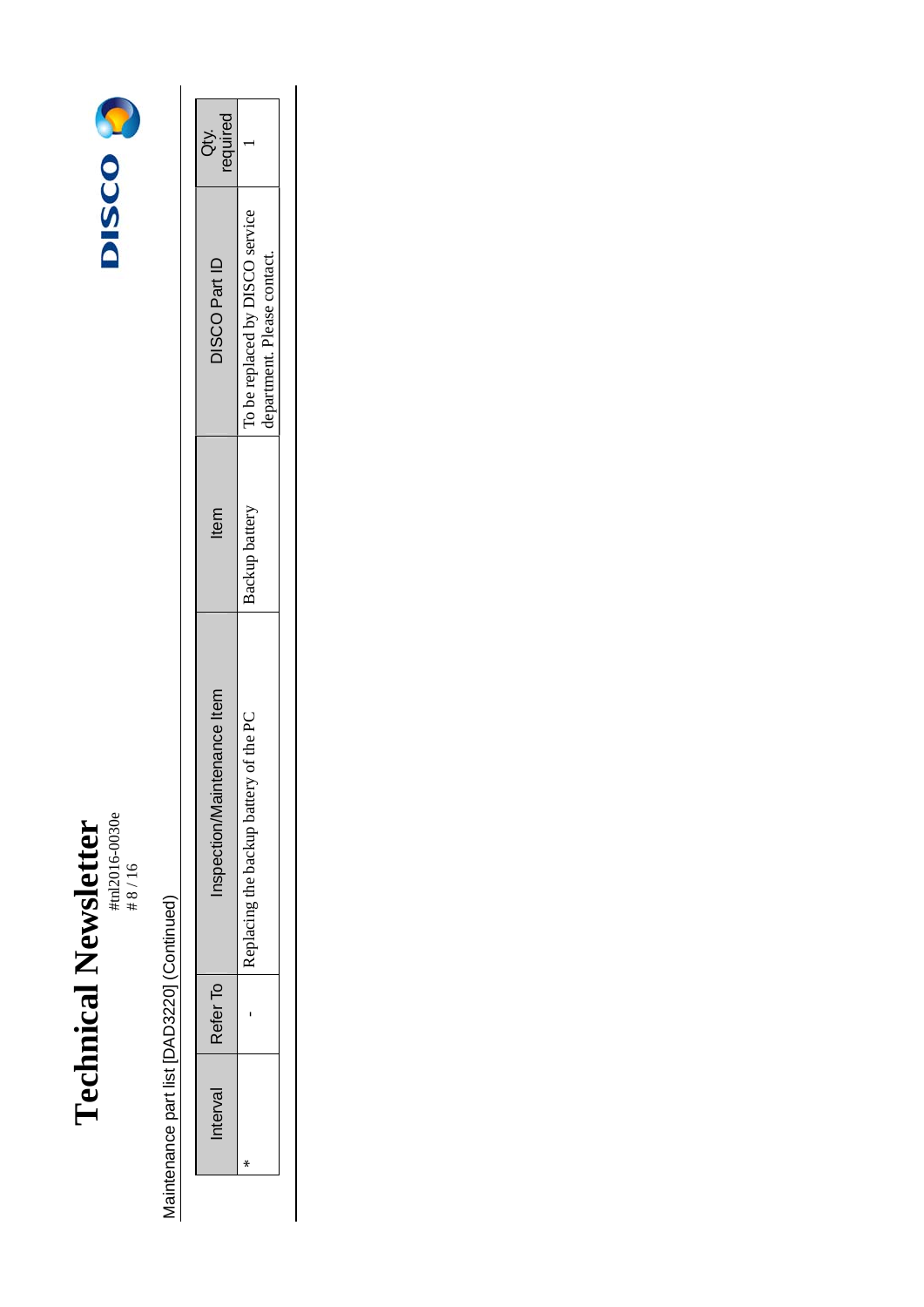Maintenance part list [DAD3220] (Continued)

| Interval | Refer To | Inspection/Maintenance Item | Item | DISCO Part ID | Qty. required |
|---|---|---|---|---|---|
| * | - | Replacing the backup battery of the PC | Backup battery | To be replaced by DISCO service department. Please contact. | 1 |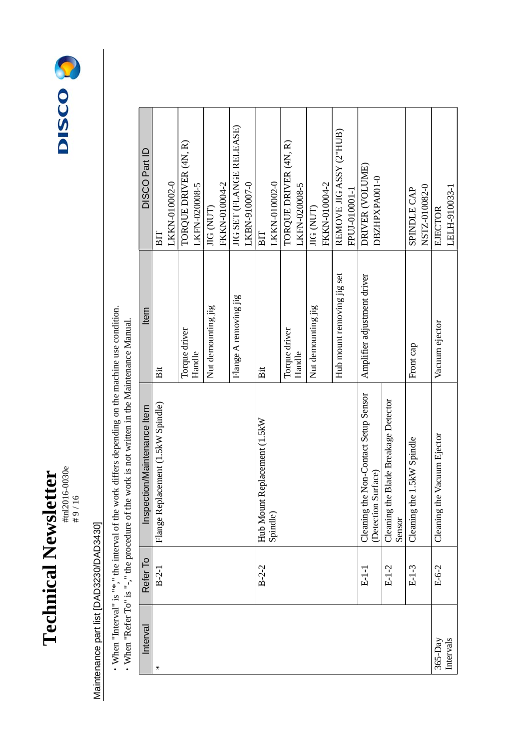Maintenance part list [DAD3230/DAD3430]

- When "Interval" is "*," the interval of the work differs depending on the machine use condition.
- When "Refer To" is "-," the procedure of the work is not written in the Maintenance Manual.

| Interval | Refer To | Inspection/Maintenance Item | Item | DISCO Part ID |
|---|---|---|---|---|
| * | B-2-1 | Flange Replacement (1.5kW Spindle) | Bit | BIT LKKN-010002-0 |
| | | | Torque driver Handle | TORQUE DRIVER (4N, R) LKFN-020008-5 |
| | | | Nut demounting jig | JIG (NUT) FKKN-010004-2 |
| | | | Flange A removing jig | JIG SET (FLANGE RELEASE) LKBN-910007-0 |
| | B-2-2 | Hub Mount Replacement (1.5kW Spindle) | Bit | BIT LKKN-010002-0 |
| | | | Torque driver Handle | TORQUE DRIVER (4N, R) LKFN-020008-5 |
| | | | Nut demounting jig | JIG (NUT) FKKN-010004-2 |
| | | | Hub mount removing jig set | REMOVE JIG ASSY (2"HUB) FPUJ-010001-1 |
| | E-1-1 | Cleaning the Non-Contact Setup Sensor (Detection Surface) | Amplifier adjustment driver | DRIVER (VOLUME) DBZHPXPA001-0 |
| | E-1-2 | Cleaning the Blade Breakage Detector Sensor | | |
| | E-1-3 | Cleaning the 1.5kW Spindle | Front cap | SPINDLE CAP NSTZ-010082-0 |
| 365-Day Intervals | E-6-2 | Cleaning the Vacuum Ejector | Vacuum ejector | EJECTOR LELH-910033-1 |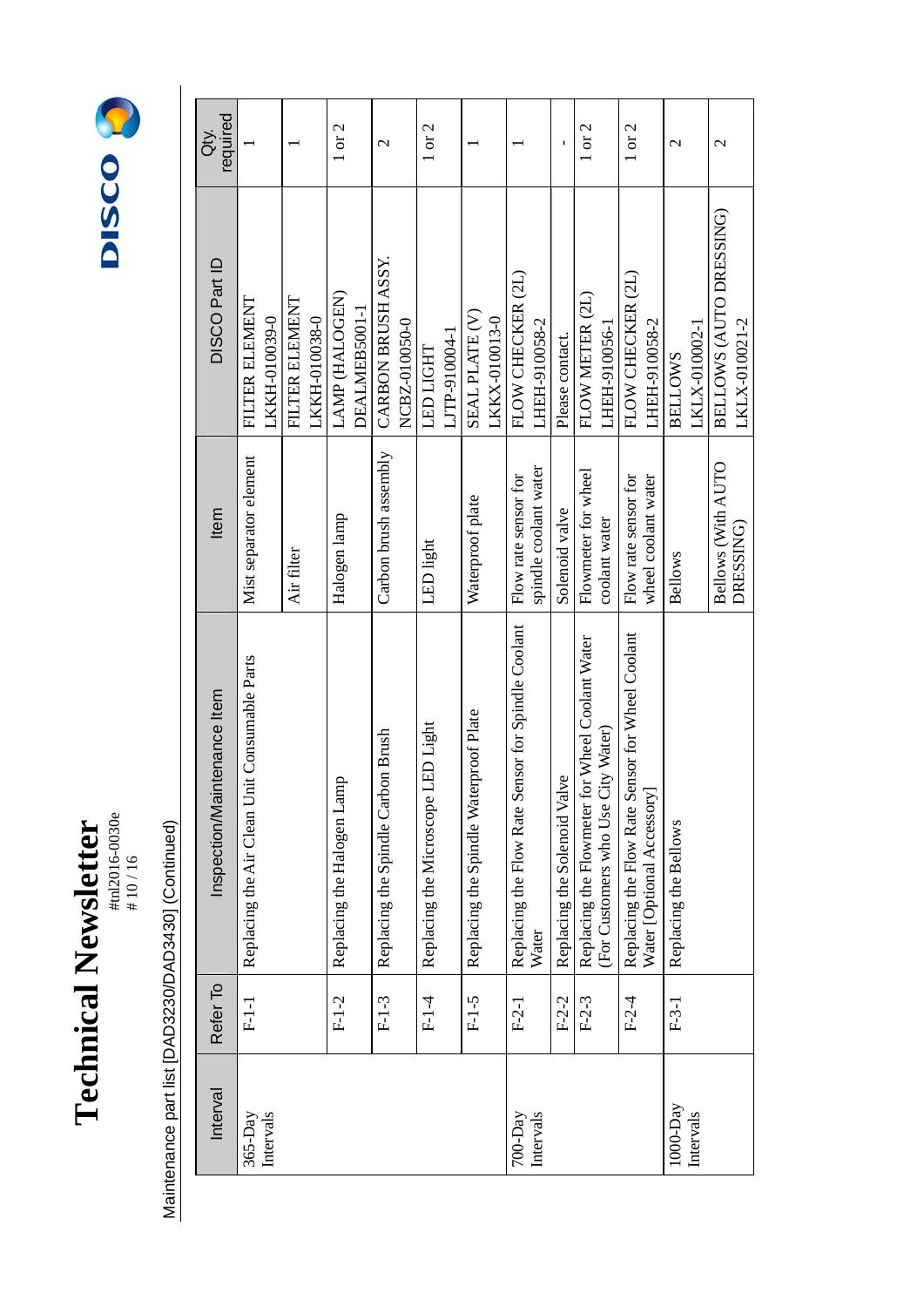# Technical Newsletter

#tnl2016-0030e

Maintenance part list [DAD3230/DAD3430] (Continued)

| Interval | Refer To | Inspection/Maintenance Item | Item | DISCO Part ID | Qty. required |
|---|---|---|---|---|---|
| 365-Day Intervals | F-1-1 | Replacing the Air Clean Unit Consumable Parts | Mist separator element | FILTER ELEMENT LKKH-010039-0 | 1 |
| | | | Air filter | FILTER ELEMENT LKKH-010038-0 | 1 |
| | F-1-2 | Replacing the Halogen Lamp | Halogen lamp | LAMP (HALOGEN) DEALMEB5001-1 | 1 or 2 |
| | F-1-3 | Replacing the Spindle Carbon Brush | Carbon brush assembly | CARBON BRUSH ASSY. NCBZ-010050-0 | 2 |
| | F-1-4 | Replacing the Microscope LED Light | LED light | LED LIGHT LJTP-910004-1 | 1 or 2 |
| | F-1-5 | Replacing the Spindle Waterproof Plate | Waterproof plate | SEAL PLATE (V) LKKX-010013-0 | 1 |
| 700-Day Intervals | F-2-1 | Replacing the Flow Rate Sensor for Spindle Coolant Water | Flow rate sensor for spindle coolant water | FLOW CHECKER (2L) LHEH-910058-2 | 1 |
| | F-2-2 | Replacing the Solenoid Valve | Solenoid valve | Please contact. | - |
| | F-2-3 | Replacing the Flowmeter for Wheel Coolant Water (For Customers who Use City Water) | Flowmeter for wheel coolant water | FLOW METER (2L) LHEH-910056-1 | 1 or 2 |
| | F-2-4 | Replacing the Flow Rate Sensor for Wheel Coolant Water [Optional Accessory] | Flow rate sensor for wheel coolant water | FLOW CHECKER (2L) LHEH-910058-2 | 1 or 2 |
| 1000-Day Intervals | F-3-1 | Replacing the Bellows | Bellows | BELLOWS LKLX-010002-1 | 2 |
| | | | Bellows (With AUTO DRESSING) | BELLOWS (AUTO DRESSING) LKLX-010021-2 | 2 |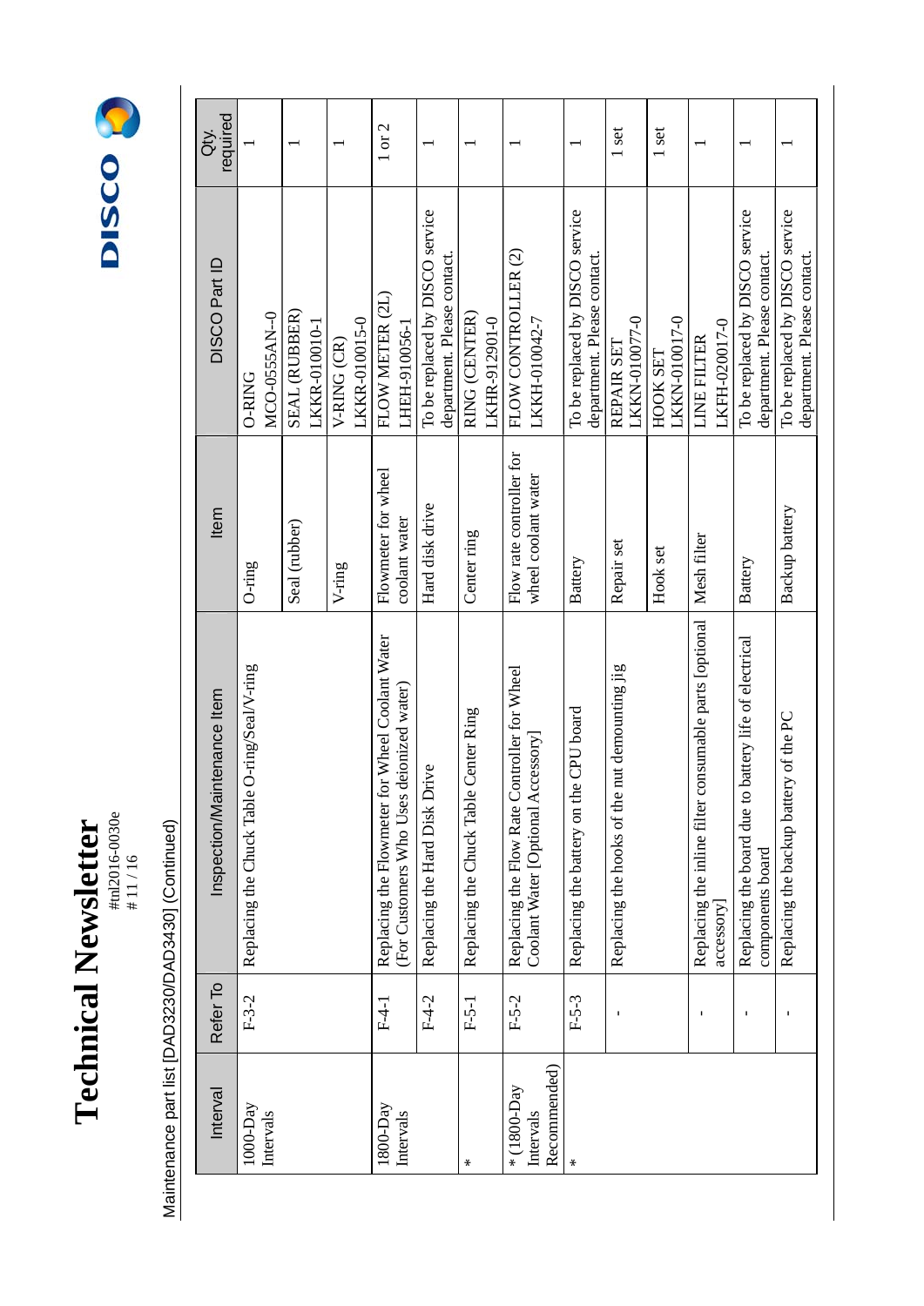Maintenance part list [DAD3230/DAD3430] (Continued)

| Interval | Refer To | Inspection/Maintenance Item | Item | DISCO Part ID | Qty. required |
|---|---|---|---|---|---|
| 1000-Day Intervals | F-3-2 | Replacing the Chuck Table O-ring/Seal/V-ring | O-ring | O-RING MCO-0555AN--0 | 1 |
| | | | Seal (rubber) | SEAL (RUBBER) LKKR-010010-1 | 1 |
| | | | V-ring | V-RING (CR) LKKR-010015-0 | 1 |
| 1800-Day Intervals | F-4-1 | Replacing the Flowmeter for Wheel Coolant Water (For Customers Who Uses deionized water) | Flowmeter for wheel coolant water | FLOW METER (2L) LHEH-910056-1 | 1 or 2 |
| | F-4-2 | Replacing the Hard Disk Drive | Hard disk drive | To be replaced by DISCO service department. Please contact. | 1 |
| * | F-5-1 | Replacing the Chuck Table Center Ring | Center ring | RING (CENTER) LKHR-912901-0 | 1 |
| * (1800-Day Intervals Recommended) | F-5-2 | Replacing the Flow Rate Controller for Wheel Coolant Water [Optional Accessory] | Flow rate controller for wheel coolant water | FLOW CONTROLLER (2) LKKH-010042-7 | 1 |
| * | F-5-3 | Replacing the battery on the CPU board | Battery | To be replaced by DISCO service department. Please contact. | 1 |
| | - | Replacing the hooks of the nut demounting jig | Repair set | REPAIR SET LKKN-010077-0 | 1 set |
| | | | Hook set | HOOK SET LKKN-010017-0 | 1 set |
| | - | Replacing the inline filter consumable parts [optional accessory] | Mesh filter | LINE FILTER LKFH-020017-0 | 1 |
| | - | Replacing the board due to battery life of electrical components board | Battery | To be replaced by DISCO service department. Please contact. | 1 |
| | - | Replacing the backup battery of the PC | Backup battery | To be replaced by DISCO service department. Please contact. | 1 |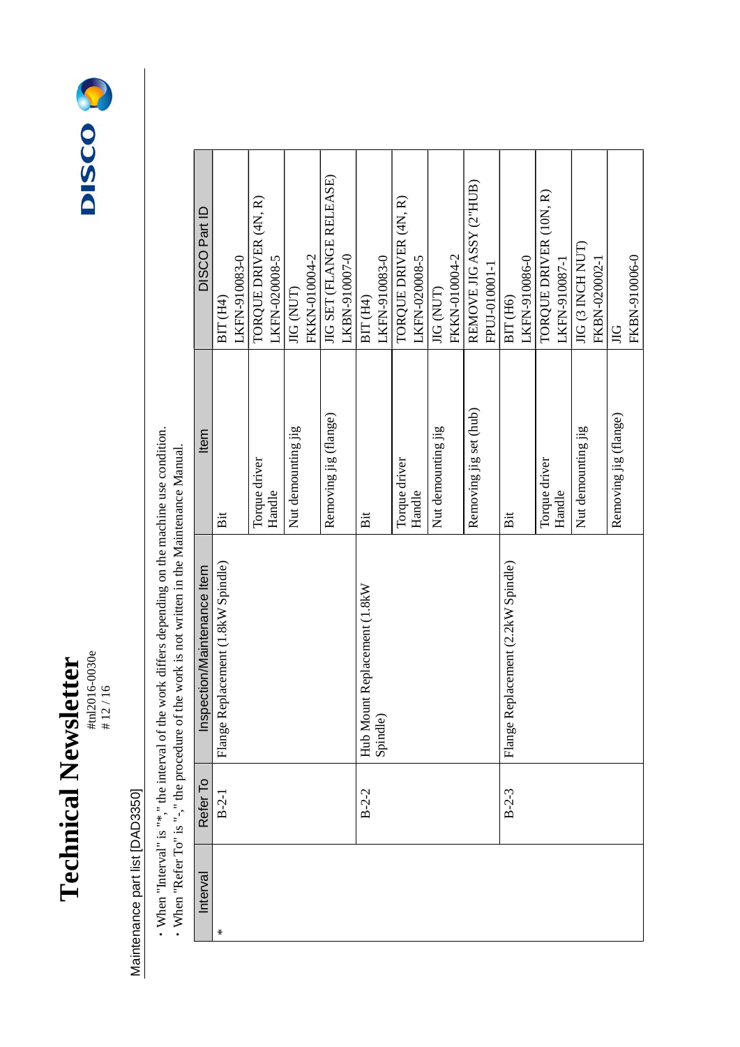# Technical Newsletter

#tnl2016-0030e

Maintenance part list [DAD3350]

- When "Interval" is "*," the interval of the work differs depending on the machine use condition.
- When "Refer To" is "-," the procedure of the work is not written in the Maintenance Manual.

| Interval | Refer To | Inspection/Maintenance Item | Item | DISCO Part ID |
|---|---|---|---|---|
| * | B-2-1 | Flange Replacement (1.8kW Spindle) | Bit | BIT (H4)<br>LKFN-910083-0 |
| | | | Torque driver<br>Handle | TORQUE DRIVER (4N, R)<br>LKFN-020008-5 |
| | | | Nut demounting jig | JIG (NUT)<br>FKKN-010004-2 |
| | | | Removing jig (flange) | JIG SET (FLANGE RELEASE)<br>LKBN-910007-0 |
| | B-2-2 | Hub Mount Replacement (1.8kW Spindle) | Bit | BIT (H4)<br>LKFN-910083-0 |
| | | | Torque driver<br>Handle | TORQUE DRIVER (4N, R)<br>LKFN-020008-5 |
| | | | Nut demounting jig | JIG (NUT)<br>FKKN-010004-2 |
| | | | Removing jig set (hub) | REMOVE JIG ASSY (2"HUB)<br>FPUJ-010001-1 |
| | B-2-3 | Flange Replacement (2.2kW Spindle) | Bit | BIT (H6)<br>LKFN-910086-0 |
| | | | Torque driver<br>Handle | TORQUE DRIVER (10N, R)<br>LKFN-910087-1 |
| | | | Nut demounting jig | JIG (3 INCH NUT)<br>FKBN-020002-1 |
| | | | Removing jig (flange) | JIG<br>FKBN-910006-0 |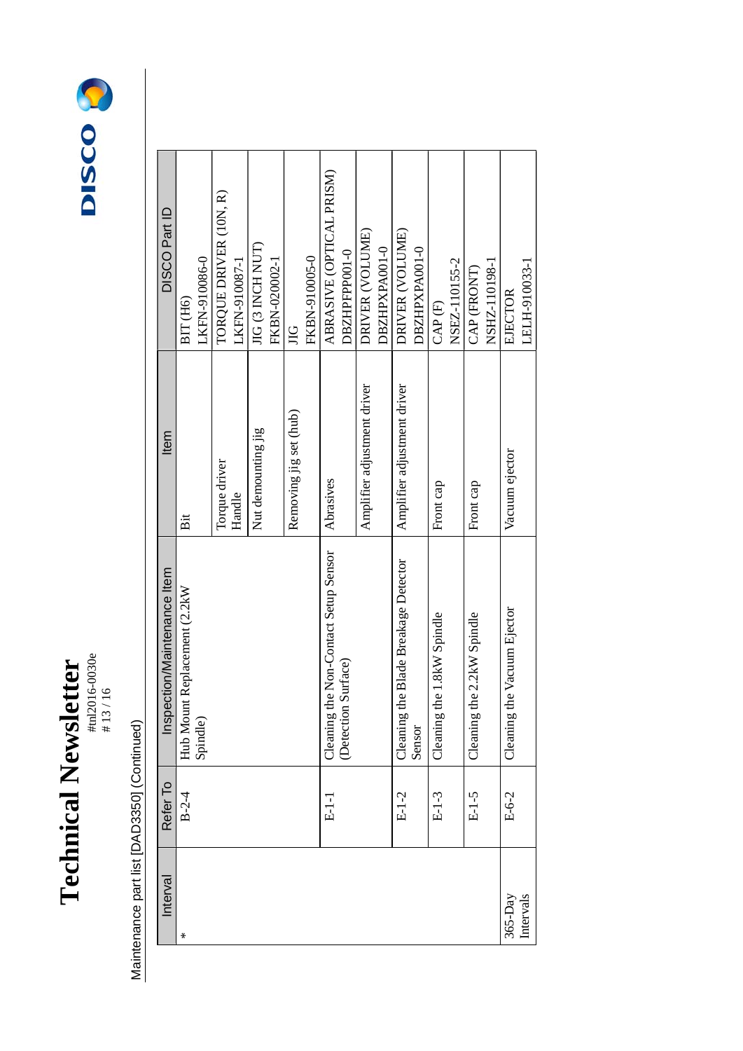Maintenance part list [DAD3350] (Continued)

| Interval | Refer To | Inspection/Maintenance Item | Item | DISCO Part ID |
|---|---|---|---|---|
| * | B-2-4 | Hub Mount Replacement (2.2kW Spindle) | Bit | BIT (H6)<br>LKFN-910086-0 |
| | | | Torque driver Handle | TORQUE DRIVER (10N, R)<br>LKFN-910087-1 |
| | | | Nut demounting jig | JIG (3 INCH NUT)<br>FKBN-020002-1 |
| | | | Removing jig set (hub) | JIG<br>FKBN-910005-0 |
| | E-1-1 | Cleaning the Non-Contact Setup Sensor (Detection Surface) | Abrasives | ABRASIVE (OPTICAL PRISM)<br>DBZHPFPP001-0 |
| | | | Amplifier adjustment driver | DRIVER (VOLUME)<br>DBZHPXPA001-0 |
| | E-1-2 | Cleaning the Blade Breakage Detector Sensor | Amplifier adjustment driver | DRIVER (VOLUME)<br>DBZHPXPA001-0 |
| | E-1-3 | Cleaning the 1.8kW Spindle | Front cap | CAP (F)<br>NSEZ-110155-2 |
| | E-1-5 | Cleaning the 2.2kW Spindle | Front cap | CAP (FRONT)<br>NSHZ-110198-1 |
| 365-Day Intervals | E-6-2 | Cleaning the Vacuum Ejector | Vacuum ejector | EJECTOR<br>LELH-910033-1 |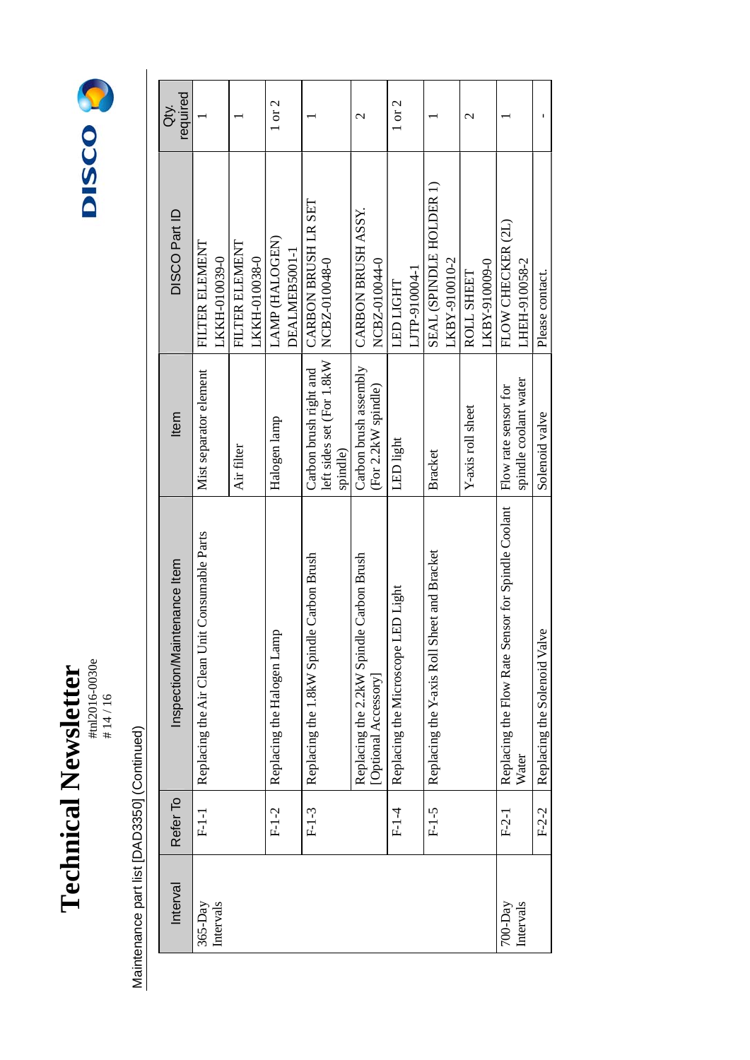Maintenance part list [DAD3350] (Continued)

| Interval | Refer To | Inspection/Maintenance Item | Item | DISCO Part ID | Qty. required |
|---|---|---|---|---|---|
| 365-Day Intervals | F-1-1 | Replacing the Air Clean Unit Consumable Parts | Mist separator element | FILTER ELEMENT LKKH-010039-0 | 1 |
| | | | Air filter | FILTER ELEMENT LKKH-010038-0 | 1 |
| | F-1-2 | Replacing the Halogen Lamp | Halogen lamp | LAMP (HALOGEN) DEALMEB5001-1 | 1 or 2 |
| | F-1-3 | Replacing the 1.8kW Spindle Carbon Brush | Carbon brush right and left sides set (For 1.8kW spindle) | CARBON BRUSH LR SET NCBZ-010048-0 | 1 |
| | | Replacing the 2.2kW Spindle Carbon Brush [Optional Accessory] | Carbon brush assembly (For 2.2kW spindle) | CARBON BRUSH ASSY. NCBZ-010044-0 | 2 |
| | F-1-4 | Replacing the Microscope LED Light | LED light | LED LIGHT LJTP-910004-1 | 1 or 2 |
| | F-1-5 | Replacing the Y-axis Roll Sheet and Bracket | Bracket | SEAL (SPINDLE HOLDER 1) LKBY-910010-2 | 1 |
| | | | Y-axis roll sheet | ROLL SHEET LKBY-910009-0 | 2 |
| 700-Day Intervals | F-2-1 | Replacing the Flow Rate Sensor for Spindle Coolant Water | Flow rate sensor for spindle coolant water | FLOW CHECKER (2L) LHEH-910058-2 | 1 |
| | F-2-2 | Replacing the Solenoid Valve | Solenoid valve | Please contact. | - |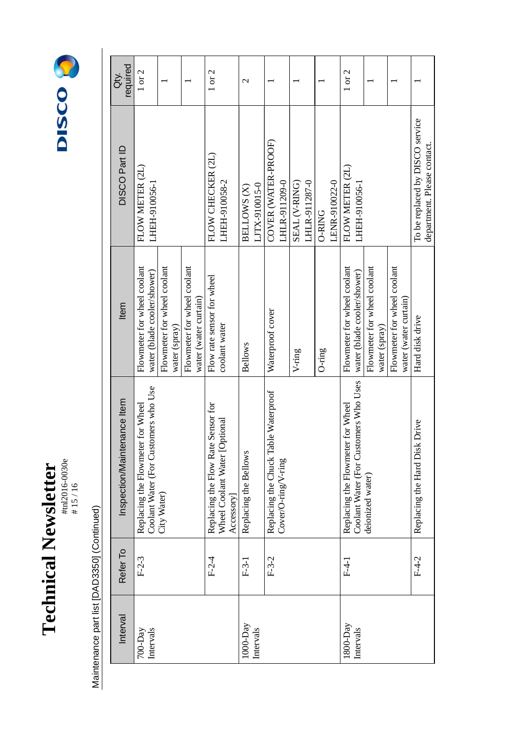Maintenance part list [DAD3350] (Continued)

| Interval | Refer To | Inspection/Maintenance Item | Item | DISCO Part ID | Qty. required |
|---|---|---|---|---|---|
| 700-Day Intervals | F-2-3 | Replacing the Flowmeter for Wheel Coolant Water (For Customers who Use City Water) | Flowmeter for wheel coolant water (blade cooler/shower) | FLOW METER (2L) LHEH-910056-1 | 1 or 2 |
| | | | Flowmeter for wheel coolant water (spray) | | 1 |
| | | | Flowmeter for wheel coolant water (water curtain) | | 1 |
| | F-2-4 | Replacing the Flow Rate Sensor for Wheel Coolant Water [Optional Accessory] | Flow rate sensor for wheel coolant water | FLOW CHECKER (2L) LHEH-910058-2 | 1 or 2 |
| 1000-Day Intervals | F-3-1 | Replacing the Bellows | Bellows | BELLOWS (X) LJTX-910015-0 | 2 |
| | F-3-2 | Replacing the Chuck Table Waterproof Cover/O-ring/V-ring | Waterproof cover | COVER (WATER-PROOF) LHLR-911209-0 | 1 |
| | | | V-ring | SEAL (V-RING) LHLR-911287-0 | 1 |
| | | | O-ring | O-RING LENR-910022-0 | 1 |
| 1800-Day Intervals | F-4-1 | Replacing the Flowmeter for Wheel Coolant Water (For Customers Who Uses deionized water) | Flowmeter for wheel coolant water (blade cooler/shower) | FLOW METER (2L) LHEH-910056-1 | 1 or 2 |
| | | | Flowmeter for wheel coolant water (spray) | | 1 |
| | | | Flowmeter for wheel coolant water (water curtain) | | 1 |
| | F-4-2 | Replacing the Hard Disk Drive | Hard disk drive | To be replaced by DISCO service department. Please contact. | 1 |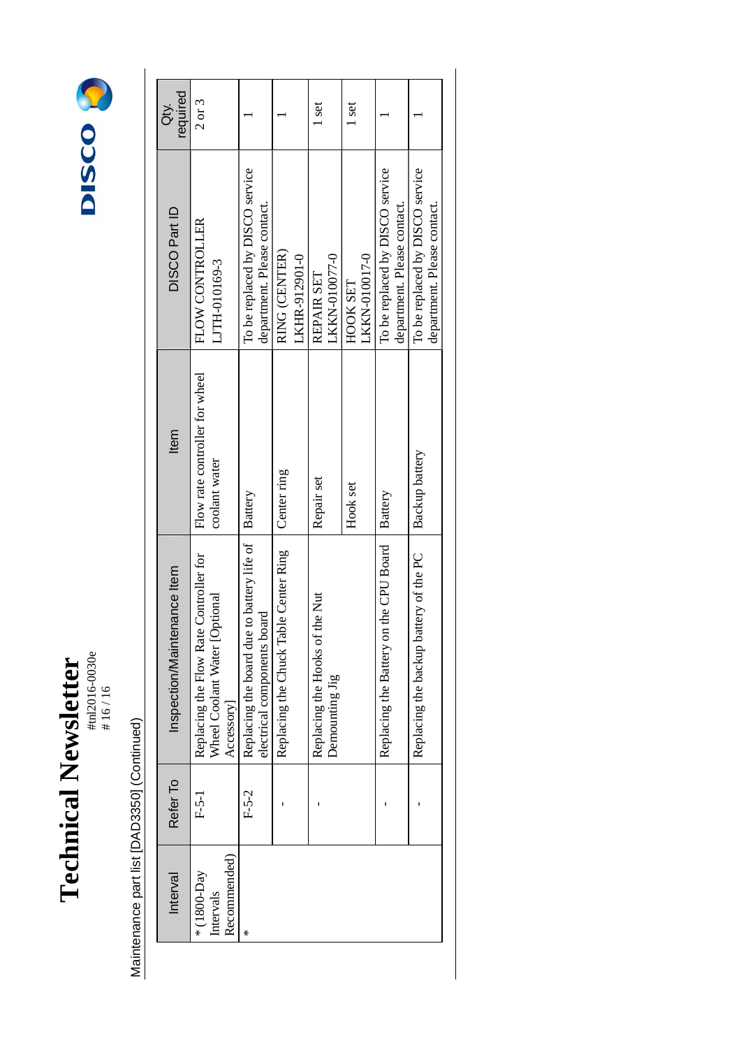Maintenance part list [DAD3350] (Continued)

| Interval | Refer To | Inspection/Maintenance Item | Item | DISCO Part ID | Qty. required |
|---|---|---|---|---|---|
| * (1800-Day Intervals Recommended) | F-5-1 | Replacing the Flow Rate Controller for Wheel Coolant Water [Optional Accessory] | Flow rate controller for wheel coolant water | FLOW CONTROLLER LJTH-010169-3 | 2 or 3 |
| * | F-5-2 | Replacing the board due to battery life of electrical components board | Battery | To be replaced by DISCO service department. Please contact. | 1 |
| | - | Replacing the Chuck Table Center Ring | Center ring | RING (CENTER) LKHR-912901-0 | 1 |
| | - | Replacing the Hooks of the Nut Demounting Jig | Repair set | REPAIR SET LKKN-010077-0 | 1 set |
| | | | Hook set | HOOK SET LKKN-010017-0 | 1 set |
| | - | Replacing the Battery on the CPU Board | Battery | To be replaced by DISCO service department. Please contact. | 1 |
| | - | Replacing the backup battery of the PC | Backup battery | To be replaced by DISCO service department. Please contact. | 1 |